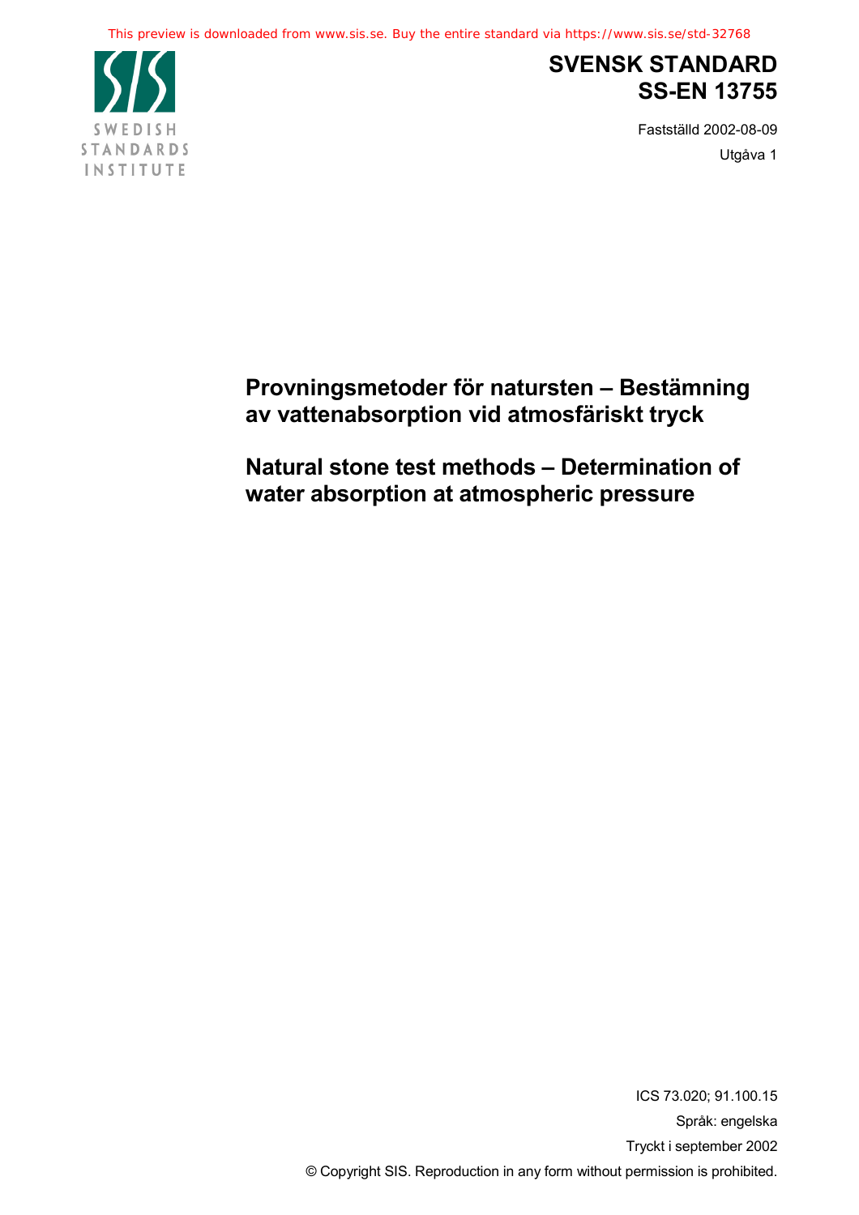This preview is downloaded from www.sis.se. Buy the entire standard via https://www.sis.se/std-32768

SWEDISH STANDARDS INSTITUTE

# SVENSK STANDARD SS-EN 13755

Fastställd 2002-08-09

Utgåva 1

## Provningsmetoder för natursten – Bestämning av vattenabsorption vid atmosfäriskt tryck

## Natural stone test methods – Determination of water absorption at atmospheric pressure

ICS 73.020; 91.100.15

Språk: engelska

Tryckt i september 2002

© Copyright SIS. Reproduction in any form without permission is prohibited.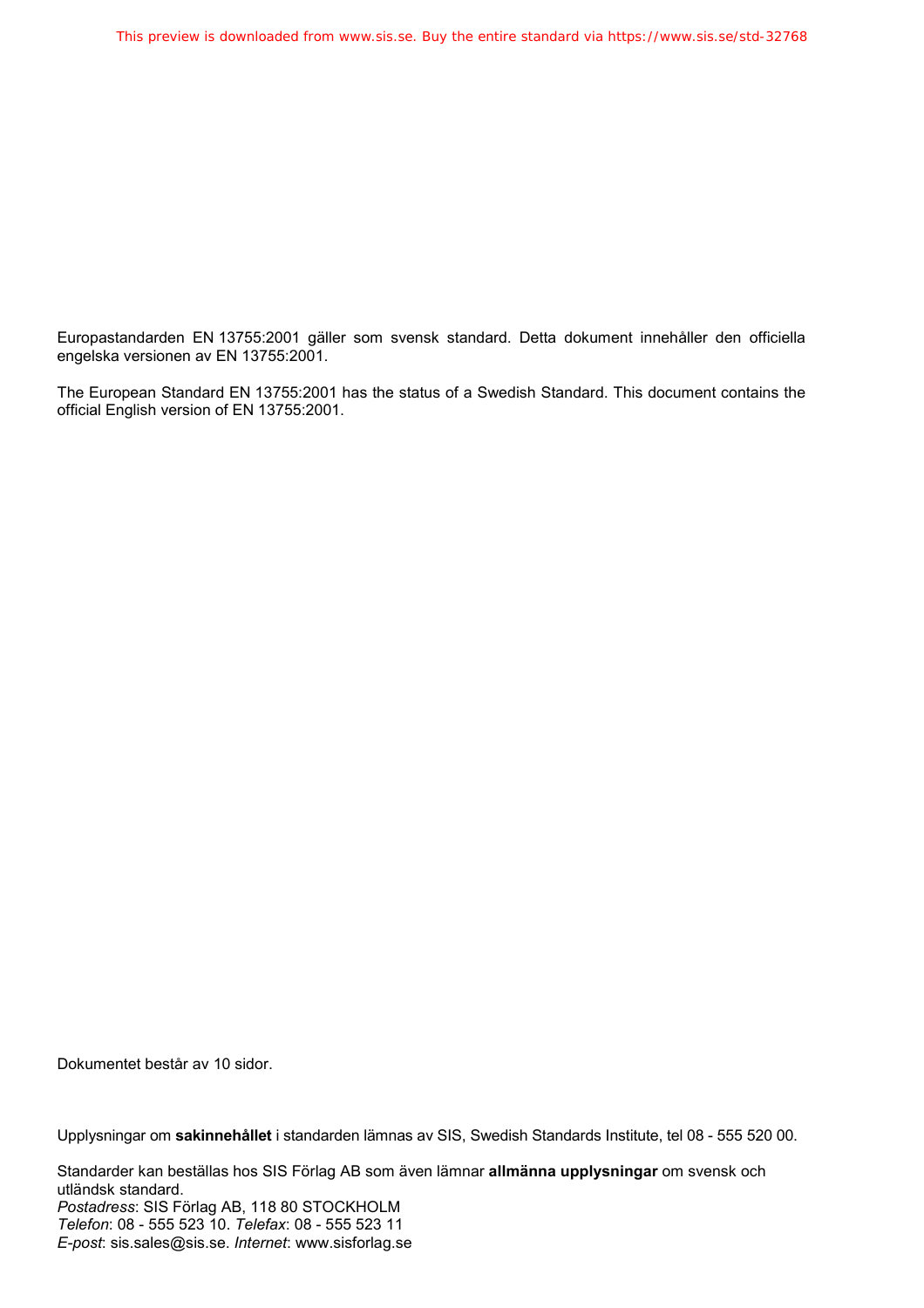Europastandarden EN 13755:2001 gäller som svensk standard. Detta dokument innehåller den officiella engelska versionen av EN 13755:2001.

The European Standard EN 13755:2001 has the status of a Swedish Standard. This document contains the official English version of EN 13755:2001.

Dokumentet består av 10 sidor.

Upplysningar om **sakinnehållet** i standarden lämnas av SIS, Swedish Standards Institute, tel 08 - 555 520 00.

Standarder kan beställas hos SIS Förlag AB som även lämnar **allmänna upplysningar** om svensk och utländsk standard.
*Postadress*: SIS Förlag AB, 118 80 STOCKHOLM
*Telefon*: 08 - 555 523 10. *Telefax*: 08 - 555 523 11
*E-post*: sis.sales@sis.se. *Internet*: www.sisforlag.se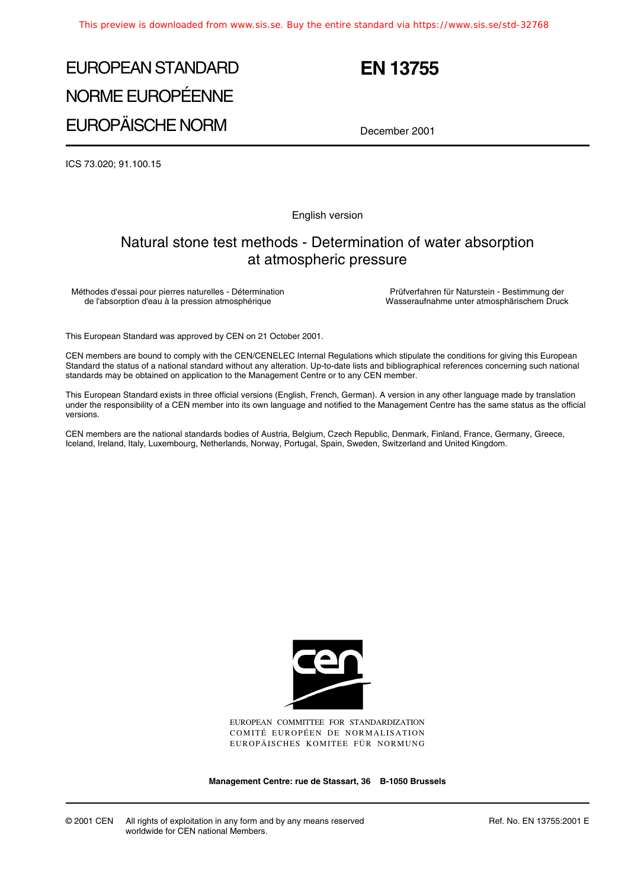# EUROPEAN STANDARD
# NORME EUROPÉENNE
# EUROPÄISCHE NORM

# EN 13755

December 2001

ICS 73.020; 91.100.15

English version

## Natural stone test methods - Determination of water absorption at atmospheric pressure

Méthodes d'essai pour pierres naturelles - Détermination de l'absorption d'eau à la pression atmosphérique

Prüfverfahren für Naturstein - Bestimmung der Wasseraufnahme unter atmosphärischem Druck

This European Standard was approved by CEN on 21 October 2001.

CEN members are bound to comply with the CEN/CENELEC Internal Regulations which stipulate the conditions for giving this European Standard the status of a national standard without any alteration. Up-to-date lists and bibliographical references concerning such national standards may be obtained on application to the Management Centre or to any CEN member.

This European Standard exists in three official versions (English, French, German). A version in any other language made by translation under the responsibility of a CEN member into its own language and notified to the Management Centre has the same status as the official versions.

CEN members are the national standards bodies of Austria, Belgium, Czech Republic, Denmark, Finland, France, Germany, Greece, Iceland, Ireland, Italy, Luxembourg, Netherlands, Norway, Portugal, Spain, Sweden, Switzerland and United Kingdom.

EUROPEAN COMMITTEE FOR STANDARDIZATION
COMITÉ EUROPÉEN DE NORMALISATION
EUROPÄISCHES KOMITEE FÜR NORMUNG

**Management Centre: rue de Stassart, 36 B-1050 Brussels**

© 2001 CEN All rights of exploitation in any form and by any means reserved worldwide for CEN national Members.

Ref. No. EN 13755:2001 E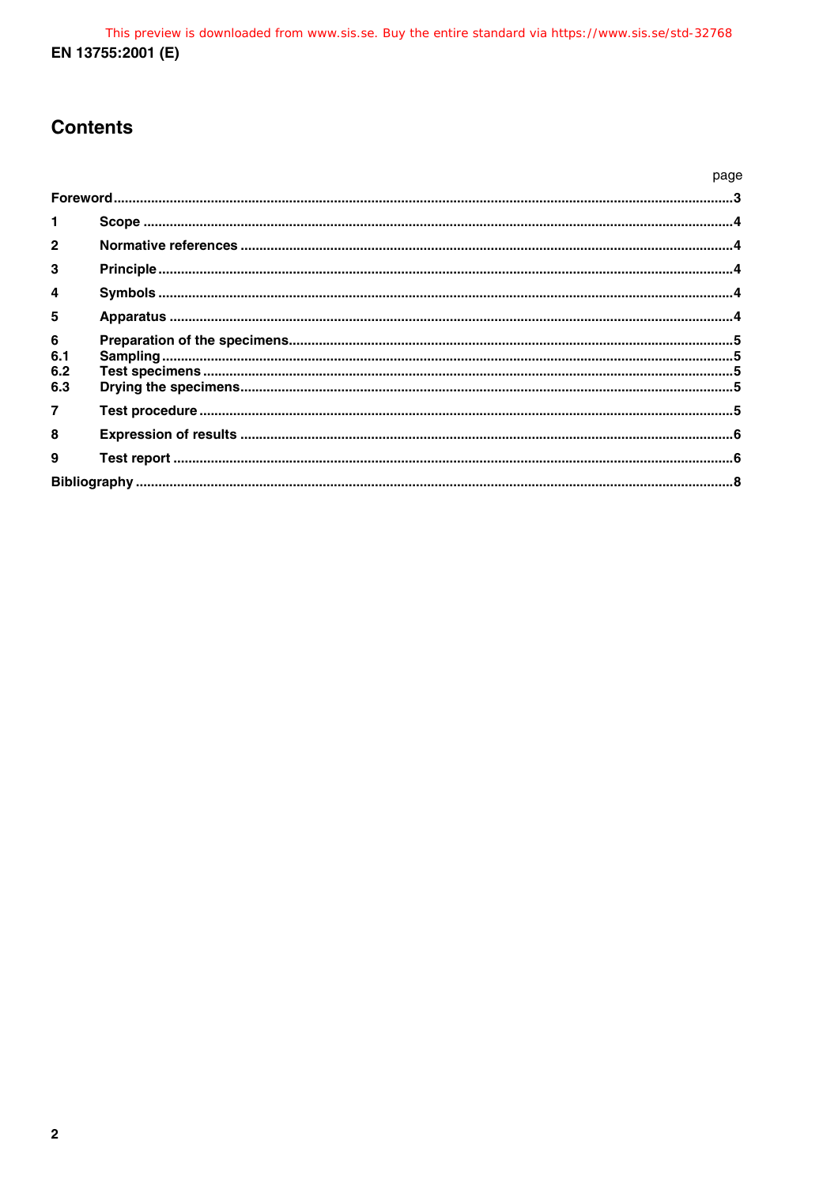# Contents

| | | page |
|---|---|---|
| **Foreword** | | **3** |
| **1** | **Scope** | **4** |
| **2** | **Normative references** | **4** |
| **3** | **Principle** | **4** |
| **4** | **Symbols** | **4** |
| **5** | **Apparatus** | **4** |
| **6** | **Preparation of the specimens** | **5** |
| **6.1** | **Sampling** | **5** |
| **6.2** | **Test specimens** | **5** |
| **6.3** | **Drying the specimens** | **5** |
| **7** | **Test procedure** | **5** |
| **8** | **Expression of results** | **6** |
| **9** | **Test report** | **6** |
| **Bibliography** | | **8** |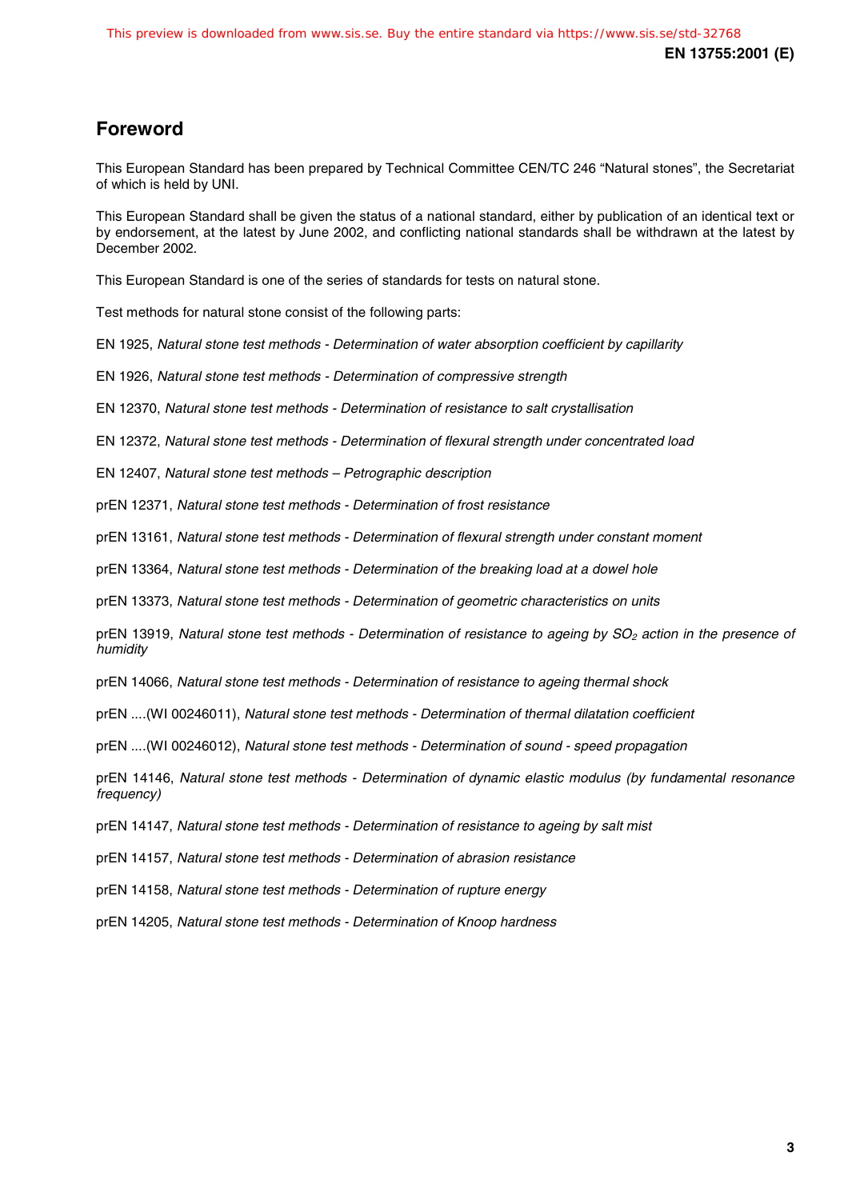## Foreword

This European Standard has been prepared by Technical Committee CEN/TC 246 "Natural stones", the Secretariat of which is held by UNI.

This European Standard shall be given the status of a national standard, either by publication of an identical text or by endorsement, at the latest by June 2002, and conflicting national standards shall be withdrawn at the latest by December 2002.

This European Standard is one of the series of standards for tests on natural stone.

Test methods for natural stone consist of the following parts:

EN 1925, *Natural stone test methods - Determination of water absorption coefficient by capillarity*

EN 1926, *Natural stone test methods - Determination of compressive strength*

EN 12370, *Natural stone test methods - Determination of resistance to salt crystallisation*

EN 12372, *Natural stone test methods - Determination of flexural strength under concentrated load*

EN 12407, *Natural stone test methods – Petrographic description*

prEN 12371, *Natural stone test methods - Determination of frost resistance*

prEN 13161, *Natural stone test methods - Determination of flexural strength under constant moment*

prEN 13364, *Natural stone test methods - Determination of the breaking load at a dowel hole*

prEN 13373, *Natural stone test methods - Determination of geometric characteristics on units*

prEN 13919, *Natural stone test methods - Determination of resistance to ageing by $SO_2$ action in the presence of humidity*

prEN 14066, *Natural stone test methods - Determination of resistance to ageing thermal shock*

prEN ....(WI 00246011), *Natural stone test methods - Determination of thermal dilatation coefficient*

prEN ....(WI 00246012), *Natural stone test methods - Determination of sound - speed propagation*

prEN 14146, *Natural stone test methods - Determination of dynamic elastic modulus (by fundamental resonance frequency)*

prEN 14147, *Natural stone test methods - Determination of resistance to ageing by salt mist*

prEN 14157, *Natural stone test methods - Determination of abrasion resistance*

prEN 14158, *Natural stone test methods - Determination of rupture energy*

prEN 14205, *Natural stone test methods - Determination of Knoop hardness*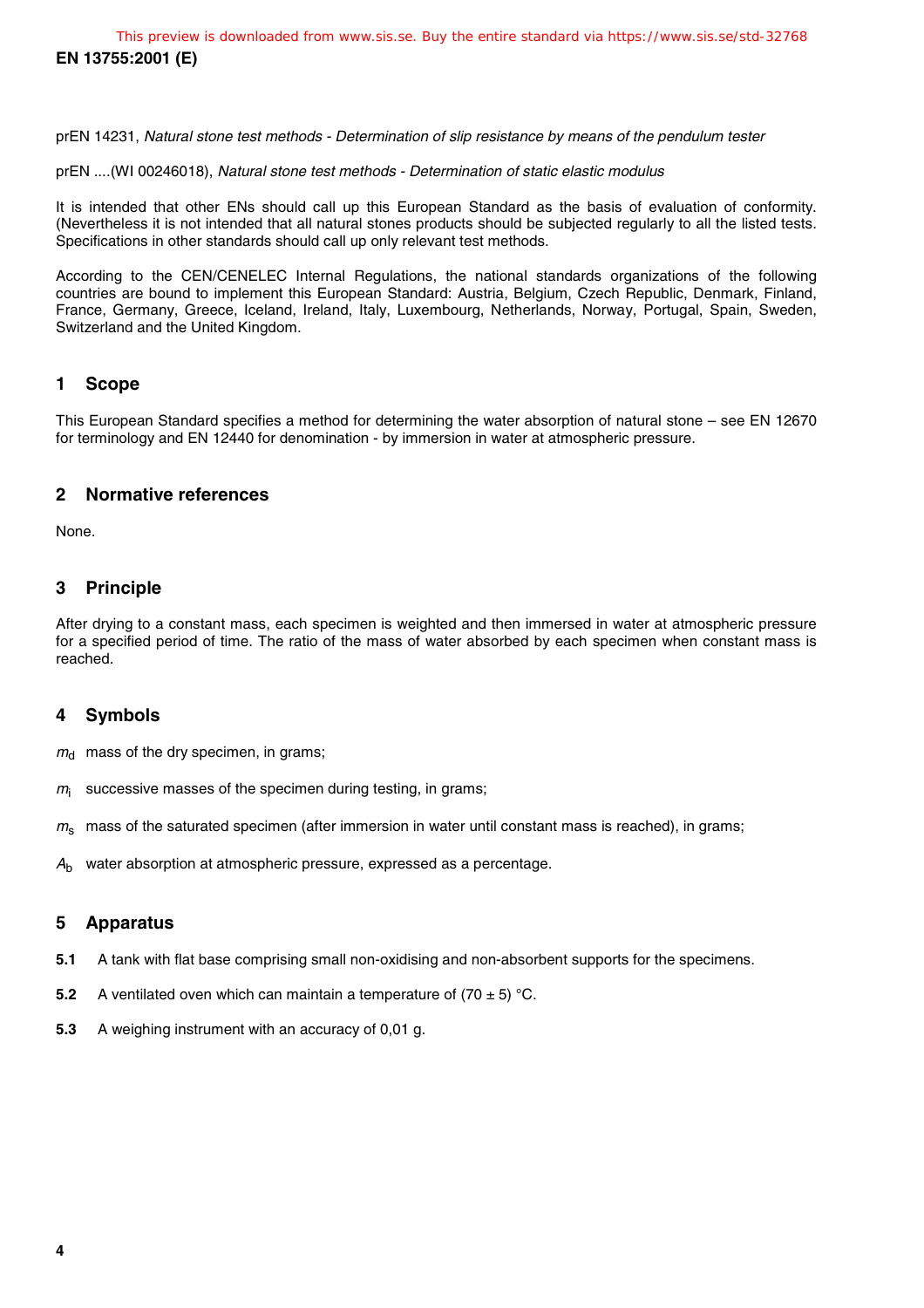prEN 14231, *Natural stone test methods - Determination of slip resistance by means of the pendulum tester*

prEN ....(WI 00246018), *Natural stone test methods - Determination of static elastic modulus*

It is intended that other ENs should call up this European Standard as the basis of evaluation of conformity. (Nevertheless it is not intended that all natural stones products should be subjected regularly to all the listed tests. Specifications in other standards should call up only relevant test methods.

According to the CEN/CENELEC Internal Regulations, the national standards organizations of the following countries are bound to implement this European Standard: Austria, Belgium, Czech Republic, Denmark, Finland, France, Germany, Greece, Iceland, Ireland, Italy, Luxembourg, Netherlands, Norway, Portugal, Spain, Sweden, Switzerland and the United Kingdom.

## 1 Scope

This European Standard specifies a method for determining the water absorption of natural stone – see EN 12670 for terminology and EN 12440 for denomination - by immersion in water at atmospheric pressure.

## 2 Normative references

None.

## 3 Principle

After drying to a constant mass, each specimen is weighted and then immersed in water at atmospheric pressure for a specified period of time. The ratio of the mass of water absorbed by each specimen when constant mass is reached.

## 4 Symbols

$m_d$ mass of the dry specimen, in grams;

$m_i$ successive masses of the specimen during testing, in grams;

$m_s$ mass of the saturated specimen (after immersion in water until constant mass is reached), in grams;

$A_b$ water absorption at atmospheric pressure, expressed as a percentage.

## 5 Apparatus

**5.1** A tank with flat base comprising small non-oxidising and non-absorbent supports for the specimens.

**5.2** A ventilated oven which can maintain a temperature of (70 ± 5) °C.

**5.3** A weighing instrument with an accuracy of 0,01 g.